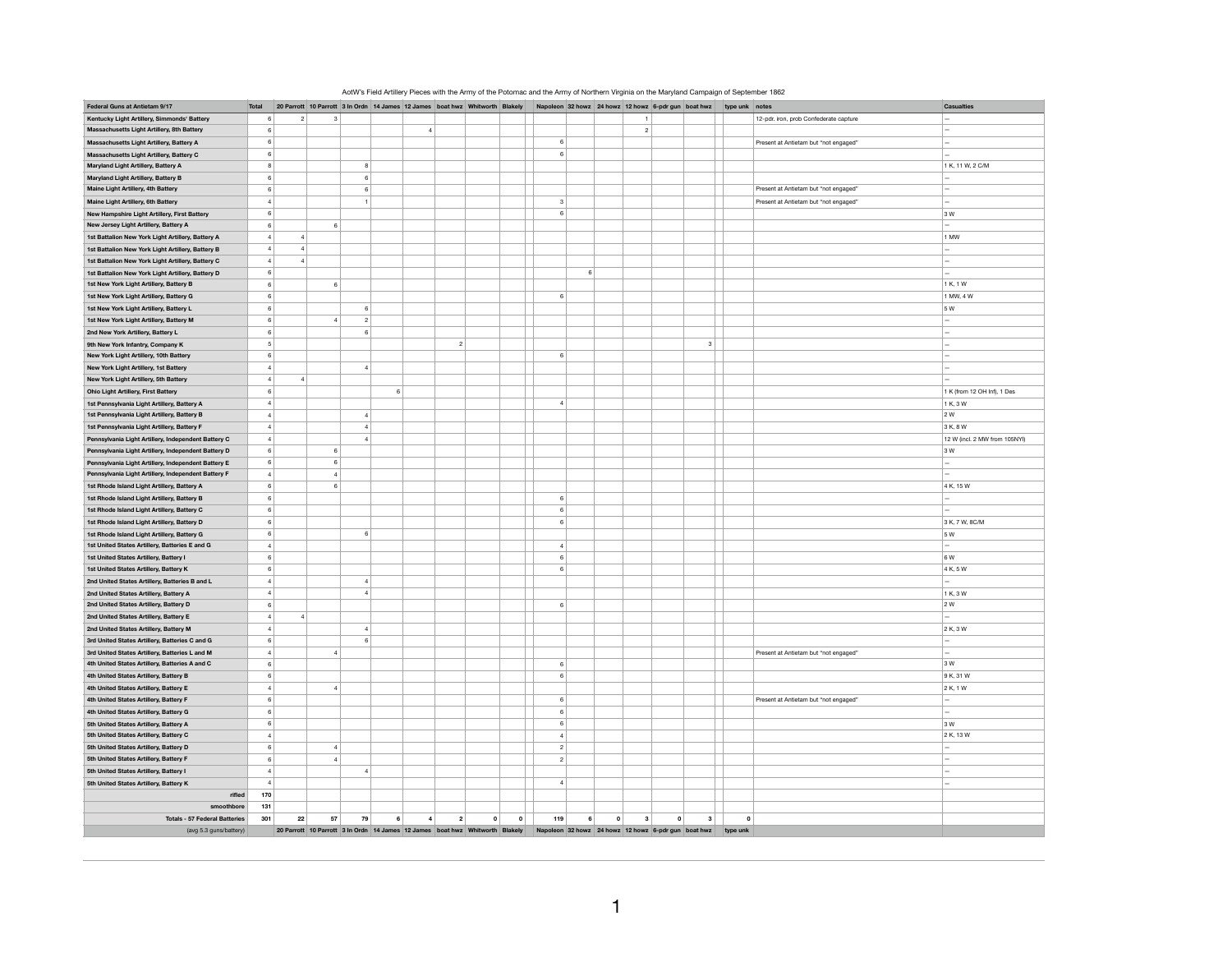AotW's Field Artillery Pieces with the Army of the Potomac and the Army of Northern Virginia on the Maryland Campaign of September 1862

| Federal Guns at Antietam 9/17 | Total | 20 Parrott | 10 Parrott | 3 In Ordn | 14 James | 12 James | boat hwz | Whitworth | Blakely | Napoleon | 32 howz | 24 howz | 12 howz | 6-pdr gun | boat hwz | type unk | notes | Casualties |
|---|---|---|---|---|---|---|---|---|---|---|---|---|---|---|---|---|---|---|
| Kentucky Light Artillery, Simmonds' Battery | 6 | 2 | 3 | | | | | | | | | | 1 | | | | 12-pdr. iron, prob Confederate capture | — |
| Massachusetts Light Artillery, 8th Battery | 6 | | | | | 4 | | | | | | | 2 | | | | | — |
| Massachusetts Light Artillery, Battery A | 6 | | | | | | | | | 6 | | | | | | | Present at Antietam but "not engaged" | — |
| Massachusetts Light Artillery, Battery C | 6 | | | | | | | | | 6 | | | | | | | | — |
| Maryland Light Artillery, Battery A | 8 | | | 8 | | | | | | | | | | | | | | 1 K, 11 W, 2 C/M |
| Maryland Light Artillery, Battery B | 6 | | | 6 | | | | | | | | | | | | | | — |
| Maine Light Artillery, 4th Battery | 6 | | | 6 | | | | | | | | | | | | | Present at Antietam but "not engaged" | — |
| Maine Light Artillery, 6th Battery | 4 | | | 1 | | | | | | 3 | | | | | | | Present at Antietam but "not engaged" | — |
| New Hampshire Light Artillery, First Battery | 6 | | | | | | | | | 6 | | | | | | | | 3 W |
| New Jersey Light Artillery, Battery A | 6 | | 6 | | | | | | | | | | | | | | | — |
| 1st Battalion New York Light Artillery, Battery A | 4 | 4 | | | | | | | | | | | | | | | | 1 MW |
| 1st Battalion New York Light Artillery, Battery B | 4 | 4 | | | | | | | | | | | | | | | | — |
| 1st Battalion New York Light Artillery, Battery C | 4 | 4 | | | | | | | | | | | | | | | | — |
| 1st Battalion New York Light Artillery, Battery D | 6 | | | | | | | | | | 6 | | | | | | | — |
| 1st New York Light Artillery, Battery B | 6 | | 6 | | | | | | | | | | | | | | | 1 K, 1 W |
| 1st New York Light Artillery, Battery G | 6 | | | | | | | | | 6 | | | | | | | | 1 MW, 4 W |
| 1st New York Light Artillery, Battery L | 6 | | | 6 | | | | | | | | | | | | | | 5 W |
| 1st New York Light Artillery, Battery M | 6 | | 4 | 2 | | | | | | | | | | | | | | — |
| 2nd New York Light Artillery, Battery L | 6 | | | 6 | | | | | | | | | | | | | | — |
| 9th New York Infantry, Company K | 5 | | | | | | 2 | | | | | | | | 3 | | | — |
| New York Light Artillery, 10th Battery | 6 | | | | | | | | | 6 | | | | | | | | — |
| New York Light Artillery, 1st Battery | 4 | | | 4 | | | | | | | | | | | | | | — |
| New York Light Artillery, 5th Battery | 4 | 4 | | | | | | | | | | | | | | | | — |
| Ohio Light Artillery, First Battery | 6 | | | | 6 | | | | | | | | | | | | | 1 K (from 12 OH Inf), 1 Des |
| 1st Pennsylvania Light Artillery, Battery A | 4 | | | | | | | | | 4 | | | | | | | | 1 K, 3 W |
| 1st Pennsylvania Light Artillery, Battery B | 4 | | | 4 | | | | | | | | | | | | | | 2 W |
| 1st Pennsylvania Light Artillery, Battery F | 4 | | | 4 | | | | | | | | | | | | | | 3 K, 8 W |
| Pennsylvania Light Artillery, Independent Battery C | 4 | | | 4 | | | | | | | | | | | | | | 12 W (incl. 2 MW from 105NYI) |
| Pennsylvania Light Artillery, Independent Battery D | 6 | | 6 | | | | | | | | | | | | | | | 3 W |
| Pennsylvania Light Artillery, Independent Battery E | 6 | | 6 | | | | | | | | | | | | | | | — |
| Pennsylvania Light Artillery, Independent Battery F | 4 | | 4 | | | | | | | | | | | | | | | — |
| 1st Rhode Island Light Artillery, Battery A | 6 | | 6 | | | | | | | | | | | | | | | 4 K, 15 W |
| 1st Rhode Island Light Artillery, Battery B | 6 | | | | | | | | | 6 | | | | | | | | — |
| 1st Rhode Island Light Artillery, Battery C | 6 | | | | | | | | | 6 | | | | | | | | — |
| 1st Rhode Island Light Artillery, Battery D | 6 | | | | | | | | | 6 | | | | | | | | 3 K, 7 W, 8C/M |
| 1st Rhode Island Light Artillery, Battery G | 6 | | | 6 | | | | | | | | | | | | | | 5 W |
| 1st United States Artillery, Batteries E and G | 4 | | | | | | | | | 4 | | | | | | | | — |
| 1st United States Artillery, Battery I | 6 | | | | | | | | | 6 | | | | | | | | 6 W |
| 1st United States Artillery, Battery K | 6 | | | | | | | | | 6 | | | | | | | | 4 K, 5 W |
| 2nd United States Artillery, Batteries B and L | 4 | | | 4 | | | | | | | | | | | | | | — |
| 2nd United States Artillery, Battery A | 4 | | | 4 | | | | | | | | | | | | | | 1 K, 3 W |
| 2nd United States Artillery, Battery D | 6 | | | | | | | | | 6 | | | | | | | | 2 W |
| 2nd United States Artillery, Battery E | 4 | 4 | | | | | | | | | | | | | | | | — |
| 2nd United States Artillery, Battery M | 4 | | | 4 | | | | | | | | | | | | | | 2 K, 3 W |
| 3rd United States Artillery, Batteries C and G | 6 | | | 6 | | | | | | | | | | | | | | — |
| 3rd United States Artillery, Batteries L and M | 4 | | 4 | | | | | | | | | | | | | | Present at Antietam but "not engaged" | — |
| 4th United States Artillery, Batteries A and C | 6 | | | | | | | | | 6 | | | | | | | | 3 W |
| 4th United States Artillery, Battery B | 6 | | | | | | | | | 6 | | | | | | | | 9 K, 31 W |
| 4th United States Artillery, Battery E | 4 | | 4 | | | | | | | | | | | | | | | 2 K, 1 W |
| 4th United States Artillery, Battery F | 6 | | | | | | | | | 6 | | | | | | | Present at Antietam but "not engaged" | — |
| 4th United States Artillery, Battery G | 6 | | | | | | | | | 6 | | | | | | | | — |
| 5th United States Artillery, Battery A | 6 | | | | | | | | | 6 | | | | | | | | 3 W |
| 5th United States Artillery, Battery C | 4 | | | | | | | | | 4 | | | | | | | | 2 K, 13 W |
| 5th United States Artillery, Battery D | 6 | | 4 | | | | | | | 2 | | | | | | | | — |
| 5th United States Artillery, Battery F | 6 | | 4 | | | | | | | 2 | | | | | | | | — |
| 5th United States Artillery, Battery I | 4 | | | 4 | | | | | | | | | | | | | | — |
| 5th United States Artillery, Battery K | 4 | | | | | | | | | 4 | | | | | | | | — |
| rifled | 170 | | | | | | | | | | | | | | | | | |
| smoothbore | 131 | | | | | | | | | | | | | | | | | |
| Totals - 57 Federal Batteries | 301 | 22 | 57 | 79 | 6 | 4 | 2 | 0 | 0 | 119 | 6 | 0 | 3 | 0 | 3 | 0 | | |
| (avg 5.3 guns/battery) | | 20 Parrott | 10 Parrott | 3 In Ordn | 14 James | 12 James | boat hwz | Whitworth | Blakely | Napoleon | 32 howz | 24 howz | 12 howz | 6-pdr gun | boat hwz | type unk | | |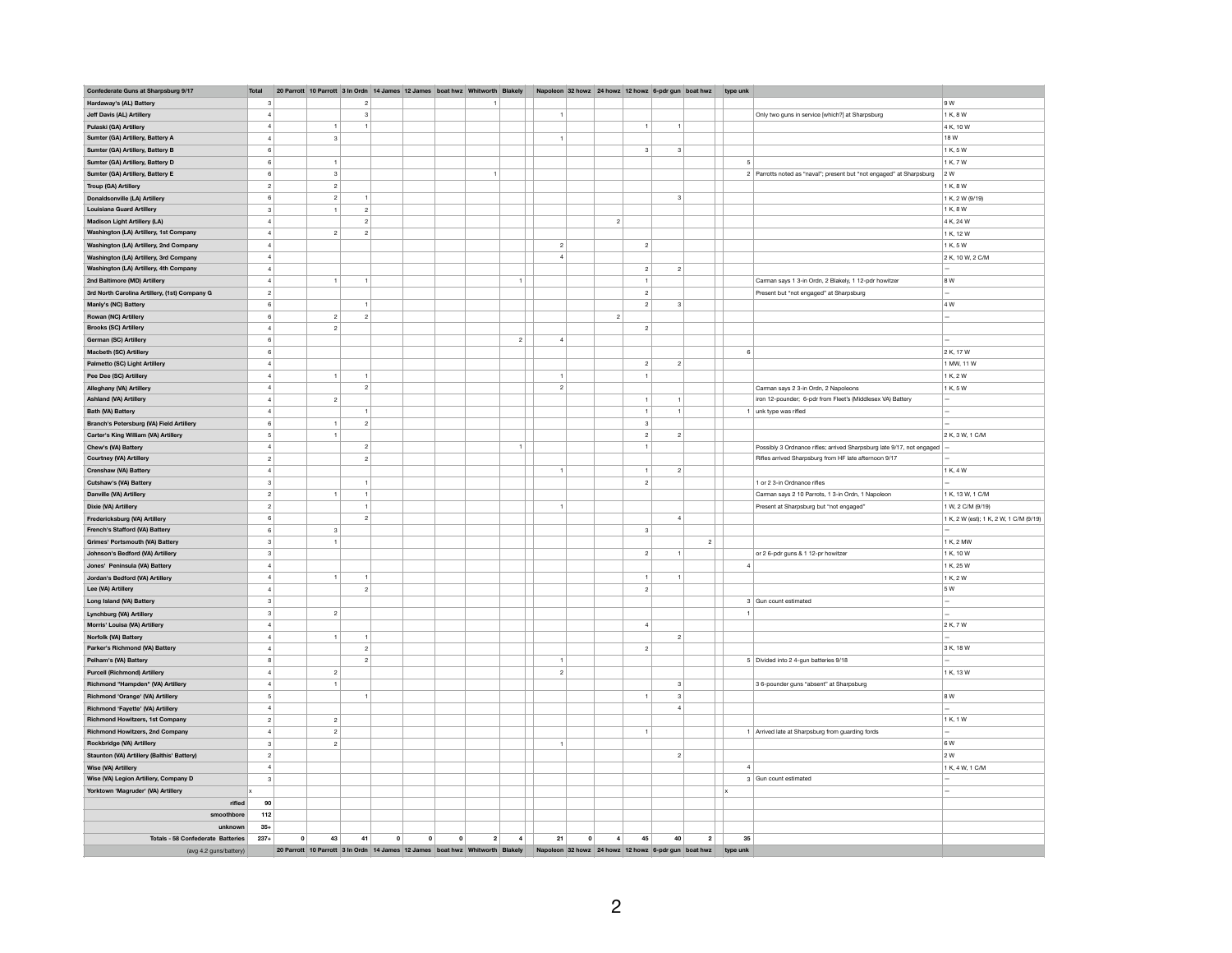| Confederate Guns at Sharpsburg 9/17 | Total | 20 Parrott | 10 Parrott | 3 In Ordn | 14 James | 12 James | boat hwz | Whitworth | Blakely | Napoleon | 32 howz | 24 howz | 12 howz | 6-pdr gun | boat hwz | type unk | | |
|---|---|---|---|---|---|---|---|---|---|---|---|---|---|---|---|---|---|---|
| Hardaway's (AL) Battery | 3 | | | 2 | | | | 1 | | | | | | | | | | 9 W |
| Jeff Davis (AL) Artillery | 4 | | | 3 | | | | | | 1 | | | | | | | Only two guns in service [which?] at Sharpsburg | 1 K, 8 W |
| Pulaski (GA) Artillery | 4 | | 1 | 1 | | | | | | | | | 1 | 1 | | | | 4 K, 10 W |
| Sumter (GA) Artillery, Battery A | 4 | | 3 | | | | | | | 1 | | | | | | | | 18 W |
| Sumter (GA) Artillery, Battery B | 6 | | | | | | | | | | | | 3 | 3 | | | | 1 K, 5 W |
| Sumter (GA) Artillery, Battery D | 6 | | 1 | | | | | | | | | | | | | 5 | | 1 K, 7 W |
| Sumter (GA) Artillery, Battery E | 6 | | 3 | | | | | 1 | | | | | | | | 2 | Parrotts noted as "naval"; present but "not engaged" at Sharpsburg | 2 W |
| Troup (GA) Artillery | 2 | | 2 | | | | | | | | | | | | | | | 1 K, 8 W |
| Donaldsonville (LA) Artillery | 6 | | 2 | 1 | | | | | | | | | | 3 | | | | 1 K, 2 W (9/19) |
| Louisiana Guard Artillery | 3 | | 1 | 2 | | | | | | | | | | | | | | 1 K, 8 W |
| Madison Light Artillery (LA) | 4 | | | 2 | | | | | | | | 2 | | | | | | 4 K, 24 W |
| Washington (LA) Artillery, 1st Company | 4 | | 2 | 2 | | | | | | | | | | | | | | 1 K, 12 W |
| Washington (LA) Artillery, 2nd Company | 4 | | | | | | | | | 2 | | | 2 | | | | | 1 K, 5 W |
| Washington (LA) Artillery, 3rd Company | 4 | | | | | | | | | 4 | | | | | | | | 2 K, 10 W, 2 C/M |
| Washington (LA) Artillery, 4th Company | 4 | | | | | | | | | | | | 2 | 2 | | | | — |
| 2nd Baltimore (MD) Artillery | 4 | | 1 | 1 | | | | | 1 | | | | 1 | | | | Carman says 1 3-in Ordn, 2 Blakely, 1 12-pdr howitzer | 8 W |
| 3rd North Carolina Artillery, (1st) Company G | 2 | | | | | | | | | | | | 2 | | | | Present but "not engaged" at Sharpsburg | — |
| Manly's (NC) Battery | 6 | | | 1 | | | | | | | | | 2 | 3 | | | | 4 W |
| Rowan (NC) Artillery | 6 | | 2 | 2 | | | | | | | | 2 | | | | | | — |
| Brooks (SC) Artillery | 4 | | 2 | | | | | | | | | | 2 | | | | | |
| German (SC) Artillery | 6 | | | | | | | | 2 | 4 | | | | | | | | — |
| Macbeth (SC) Artillery | 6 | | | | | | | | | | | | | | | 6 | | 2 K, 17 W |
| Palmetto (SC) Light Artillery | 4 | | | | | | | | | | | | 2 | 2 | | | | 1 MW, 11 W |
| Pee Dee (SC) Artillery | 4 | | 1 | 1 | | | | | | 1 | | | 1 | | | | | 1 K, 2 W |
| Alleghany (VA) Artillery | 4 | | | 2 | | | | | | 2 | | | | | | | Carman says 2 3-in Ordn, 2 Napoleons | 1 K, 5 W |
| Ashland (VA) Artillery | 4 | | 2 | | | | | | | | | | 1 | 1 | | | iron 12-pounder; 6-pdr from Fleet's (Middlesex VA) Battery | — |
| Bath (VA) Battery | 4 | | | 1 | | | | | | | | | 1 | 1 | | 1 | unk type was rifled | — |
| Branch's Petersburg (VA) Field Artillery | 6 | | 1 | 2 | | | | | | | | | 3 | | | | | — |
| Carter's King William (VA) Artillery | 5 | | 1 | | | | | | | | | | 2 | 2 | | | | 2 K, 3 W, 1 C/M |
| Chew's (VA) Battery | 4 | | | 2 | | | | | 1 | | | | 1 | | | | Possibly 3 Ordnance rifles; arrived Sharpsburg late 9/17, not engaged | — |
| Courtney (VA) Artillery | 2 | | | 2 | | | | | | | | | | | | | Rifles arrived Sharpsburg from HF late afternoon 9/17 | — |
| Crenshaw (VA) Battery | 4 | | | | | | | | | 1 | | | 1 | 2 | | | | 1 K, 4 W |
| Cutshaw's (VA) Battery | 3 | | | 1 | | | | | | | | | 2 | | | | 1 or 2 3-in Ordnance rifles | — |
| Danville (VA) Artillery | 2 | | 1 | 1 | | | | | | | | | | | | | Carman says 2 10 Parrots, 1 3-in Ordn, 1 Napoleon | 1 K, 13 W, 1 C/M |
| Dixie (VA) Artillery | 2 | | | 1 | | | | | | 1 | | | | | | | Present at Sharpsburg but "not engaged" | 1 W, 2 C/M (9/19) |
| Fredericksburg (VA) Artillery | 6 | | | 2 | | | | | | | | | | 4 | | | | 1 K, 2 W (est); 1 K, 2 W, 1 C/M (9/19) |
| French's Stafford (VA) Battery | 6 | | 3 | | | | | | | | | | 3 | | | | | — |
| Grimes' Portsmouth (VA) Battery | 3 | | 1 | | | | | | | | | | | | 2 | | | 1 K, 2 MW |
| Johnson's Bedford (VA) Artillery | 3 | | | | | | | | | | | | 2 | 1 | | | or 2 6-pdr guns & 1 12-pr howitzer | 1 K, 10 W |
| Jones' Peninsula (VA) Battery | 4 | | | | | | | | | | | | | | | 4 | | 1 K, 25 W |
| Jordan's Bedford (VA) Artillery | 4 | | 1 | 1 | | | | | | | | | 1 | 1 | | | | 1 K, 2 W |
| Lee (VA) Artillery | 4 | | | 2 | | | | | | | | | 2 | | | | | 5 W |
| Long Island (VA) Battery | 3 | | | | | | | | | | | | | | | 3 | Gun count estimated | — |
| Lynchburg (VA) Artillery | 3 | | 2 | | | | | | | | | | | | | 1 | | — |
| Morris' Louisa (VA) Artillery | 4 | | | | | | | | | | | | 4 | | | | | 2 K, 7 W |
| Norfolk (VA) Battery | 4 | | 1 | 1 | | | | | | | | | | 2 | | | | — |
| Parker's Richmond (VA) Battery | 4 | | | 2 | | | | | | | | | 2 | | | | | 3 K, 18 W |
| Pelham's (VA) Battery | 8 | | | 2 | | | | | | 1 | | | | | | 5 | Divided into 2 4-gun batteries 9/18 | — |
| Purcell (Richmond) Artillery | 4 | | 2 | | | | | | | 2 | | | | | | | | 1 K, 13 W |
| Richmond "Hampden" (VA) Artillery | 4 | | 1 | | | | | | | | | | | 3 | | | 3 6-pounder guns "absent" at Sharpsburg | |
| Richmond 'Orange' (VA) Artillery | 5 | | | 1 | | | | | | | | | 1 | 3 | | | | 8 W |
| Richmond 'Fayette' (VA) Artillery | 4 | | | | | | | | | | | | | 4 | | | | — |
| Richmond Howitzers, 1st Company | 2 | | 2 | | | | | | | | | | | | | | | 1 K, 1 W |
| Richmond Howitzers, 2nd Company | 4 | | 2 | | | | | | | | | | 1 | | | 1 | Arrived late at Sharpsburg from guarding fords | — |
| Rockbridge (VA) Artillery | 3 | | 2 | | | | | | | 1 | | | | | | | | 6 W |
| Staunton (VA) Artillery (Balthis' Battery) | 2 | | | | | | | | | | | | | 2 | | | | 2 W |
| Wise (VA) Artillery | 4 | | | | | | | | | | | | | | | 4 | | 1 K, 4 W, 1 C/M |
| Wise (VA) Legion Artillery, Company D | 3 | | | | | | | | | | | | | | | 3 | Gun count estimated | — |
| Yorktown 'Magruder' (VA) Artillery | x | | | | | | | | | | | | | | | x | | — |
| rifled | 90 | | | | | | | | | | | | | | | | | |
| smoothbore | 112 | | | | | | | | | | | | | | | | | |
| unknown | 35+ | | | | | | | | | | | | | | | | | |
| **Totals - 58 Confederate Batteries** | **237+** | **0** | **43** | **41** | **0** | **0** | **0** | **2** | **4** | **21** | **0** | **4** | **45** | **40** | **2** | **35** | | |
| (avg 4.2 guns/battery) | | 20 Parrott | 10 Parrott | 3 In Ordn | 14 James | 12 James | boat hwz | Whitworth | Blakely | Napoleon | 32 howz | 24 howz | 12 howz | 6-pdr gun | boat hwz | type unk | | |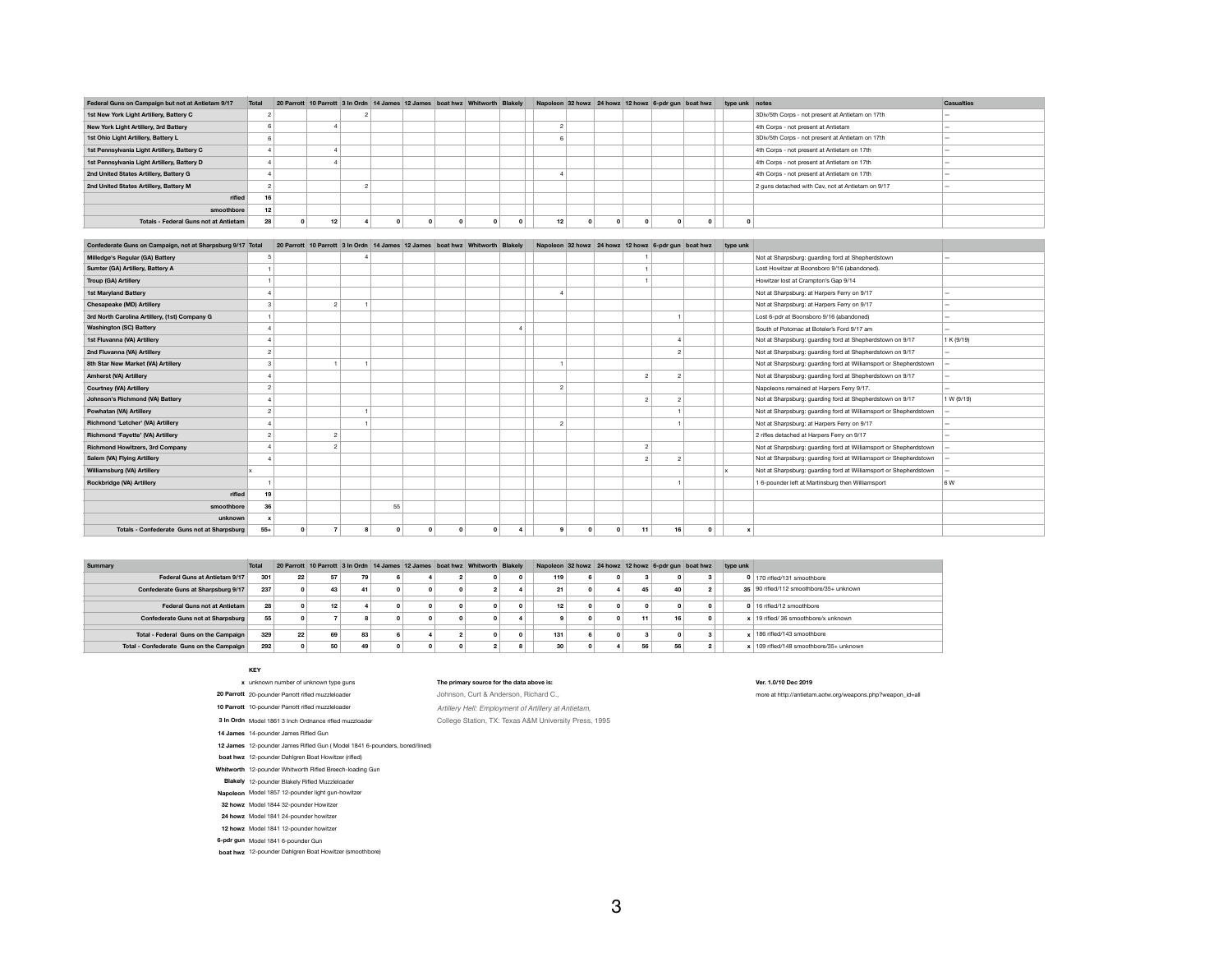| Federal Guns on Campaign but not at Antietam 9/17 | Total | 20 Parrott | 10 Parrott | 3 In Ordn | 14 James | 12 James | boat hwz | Whitworth | Blakely | Napoleon | 32 howz | 24 howz | 12 howz | 6-pdr gun | boat hwz | type unk | notes | Casualties |
|---|---|---|---|---|---|---|---|---|---|---|---|---|---|---|---|---|---|---|
| 1st New York Light Artillery, Battery C | 2 | | | 2 | | | | | | | | | | | | | 3Div/5th Corps - not present at Antietam on 17th | — |
| New York Light Artillery, 3rd Battery | 6 | | 4 | | | | | | | 2 | | | | | | | 4th Corps - not present at Antietam | — |
| 1st Ohio Light Artillery, Battery L | 6 | | | | | | | | | 6 | | | | | | | 3Div/5th Corps - not present at Antietam on 17th | — |
| 1st Pennsylvania Light Artillery, Battery C | 4 | | 4 | | | | | | | | | | | | | | 4th Corps - not present at Antietam on 17th | — |
| 1st Pennsylvania Light Artillery, Battery D | 4 | | 4 | | | | | | | | | | | | | | 4th Corps - not present at Antietam on 17th | — |
| 2nd United States Artillery, Battery G | 4 | | | | | | | | | 4 | | | | | | | 4th Corps - not present at Antietam on 17th | — |
| 2nd United States Artillery, Battery M | 2 | | | 2 | | | | | | | | | | | | | 2 guns detached with Cav, not at Antietam on 9/17 | — |
| rifled | 16 | | | | | | | | | | | | | | | | | |
| smoothbore | 12 | | | | | | | | | | | | | | | | | |
| Totals - Federal Guns not at Antietam | 28 | 0 | 12 | 4 | 0 | 0 | 0 | 0 | 0 | 12 | 0 | 0 | 0 | 0 | 0 | 0 | | |

| Confederate Guns on Campaign, not at Sharpsburg 9/17 | Total | 20 Parrott | 10 Parrott | 3 In Ordn | 14 James | 12 James | boat hwz | Whitworth | Blakely | Napoleon | 32 howz | 24 howz | 12 howz | 6-pdr gun | boat hwz | type unk | | |
|---|---|---|---|---|---|---|---|---|---|---|---|---|---|---|---|---|---|---|
| Milledge's Regular (GA) Battery | 5 | | | 4 | | | | | | | | | 1 | | | | Not at Sharpsburg: guarding ford at Shepherdstown | — |
| Sumter (GA) Artillery, Battery A | 1 | | | | | | | | | | | | 1 | | | | Lost Howitzer at Boonsboro 9/16 (abandoned). | |
| Troup (GA) Artillery | 1 | | | | | | | | | | | | 1 | | | | Howitzer lost at Crampton's Gap 9/14 | |
| 1st Maryland Battery | 4 | | | | | | | | | 4 | | | | | | | Not at Sharpsburg: at Harpers Ferry on 9/17 | — |
| Chesapeake (MD) Artillery | 3 | | 2 | 1 | | | | | | | | | | | | | Not at Sharpsburg: at Harpers Ferry on 9/17 | — |
| 3rd North Carolina Artillery, (1st) Company G | 1 | | | | | | | | | | | | | 1 | | | Lost 6-pdr at Boonsboro 9/16 (abandoned) | — |
| Washington (SC) Battery | 4 | | | | | | | | 4 | | | | | | | | South of Potomac at Boteler's Ford 9/17 am | — |
| 1st Fluvanna (VA) Artillery | 4 | | | | | | | | | | | | | 4 | | | Not at Sharpsburg: guarding ford at Shepherdstown on 9/17 | 1 K (9/19) |
| 2nd Fluvanna (VA) Artillery | 2 | | | | | | | | | | | | | 2 | | | Not at Sharpsburg: guarding ford at Shepherdstown on 9/17 | — |
| 8th Star New Market (VA) Artillery | 3 | | 1 | 1 | | | | | | 1 | | | | | | | Not at Sharpsburg: guarding ford at Williamsport or Shepherdstown | — |
| Amherst (VA) Artillery | 4 | | | | | | | | | | | | 2 | 2 | | | Not at Sharpsburg: guarding ford at Shepherdstown on 9/17 | — |
| Courtney (VA) Artillery | 2 | | | | | | | | | 2 | | | | | | | Napoleons remained at Harpers Ferry 9/17. | — |
| Johnson's Richmond (VA) Battery | 4 | | | | | | | | | | | | 2 | 2 | | | Not at Sharpsburg: guarding ford at Shepherdstown on 9/17 | 1 W (9/19) |
| Powhatan (VA) Artillery | 2 | | | 1 | | | | | | | | | | 1 | | | Not at Sharpsburg: guarding ford at Williamsport or Shepherdstown | — |
| Richmond 'Letcher' (VA) Artillery | 4 | | | 1 | | | | | | 2 | | | | 1 | | | Not at Sharpsburg: at Harpers Ferry on 9/17 | — |
| Richmond 'Fayette' (VA) Artillery | 2 | | 2 | | | | | | | | | | | | | | 2 rifles detached at Harpers Ferry on 9/17 | — |
| Richmond Howitzers, 3rd Company | 4 | | 2 | | | | | | | | | | 2 | | | | Not at Sharpsburg: guarding ford at Williamsport or Shepherdstown | — |
| Salem (VA) Flying Artillery | 4 | | | | | | | | | | | | 2 | 2 | | | Not at Sharpsburg: guarding ford at Williamsport or Shepherdstown | — |
| Williamsburg (VA) Artillery | x | | | | | | | | | | | | | | | x | Not at Sharpsburg: guarding ford at Williamsport or Shepherdstown | — |
| Rockbridge (VA) Artillery | 1 | | | | | | | | | | | | | 1 | | | 1 6-pounder left at Martinsburg then Williamsport | 6 W |
| rifled | 19 | | | | | | | | | | | | | | | | | |
| smoothbore | 36 | | | | 55 | | | | | | | | | | | | | |
| unknown | x | | | | | | | | | | | | | | | | | |
| Totals - Confederate Guns not at Sharpsburg | 55+ | 0 | 7 | 8 | 0 | 0 | 0 | 0 | 4 | 9 | 0 | 0 | 11 | 16 | 0 | x | | |

| Summary | Total | 20 Parrott | 10 Parrott | 3 In Ordn | 14 James | 12 James | boat hwz | Whitworth | Blakely | Napoleon | 32 howz | 24 howz | 12 howz | 6-pdr gun | boat hwz | type unk | |
|---|---|---|---|---|---|---|---|---|---|---|---|---|---|---|---|---|---|
| Federal Guns at Antietam 9/17 | 301 | 22 | 57 | 79 | 6 | 4 | 2 | 0 | 0 | 119 | 6 | 0 | 3 | 0 | 3 | 0 | 170 rifled/131 smoothbore |
| Confederate Guns at Sharpsburg 9/17 | 237 | 0 | 43 | 41 | 0 | 0 | 0 | 2 | 4 | 21 | 0 | 4 | 45 | 40 | 2 | 35 | 90 rifled/112 smoothbore/35+ unknown |
| Federal Guns not at Antietam | 28 | 0 | 12 | 4 | 0 | 0 | 0 | 0 | 0 | 12 | 0 | 0 | 0 | 0 | 0 | 0 | 16 rifled/12 smoothbore |
| Confederate Guns not at Sharpsburg | 55 | 0 | 7 | 8 | 0 | 0 | 0 | 0 | 4 | 9 | 0 | 0 | 11 | 16 | 0 | x | 19 rifled/ 36 smoothbore/x unknown |
| Total - Federal Guns on the Campaign | 329 | 22 | 69 | 83 | 6 | 4 | 2 | 0 | 0 | 131 | 6 | 0 | 3 | 0 | 3 | x | 186 rifled/143 smoothbore |
| Total - Confederate Guns on the Campaign | 292 | 0 | 50 | 49 | 0 | 0 | 0 | 2 | 8 | 30 | 0 | 4 | 56 | 56 | 2 | x | 109 rifled/148 smoothbore/35+ unknown |

**KEY**

- **x** unknown number of unknown type guns
- **20 Parrott** 20-pounder Parrott rifled muzzleloader
- **10 Parrott** 10-pounder Parrott rifled muzzleloader
- **3 In Ordn** Model 1861 3 Inch Ordnance rifled muzzleloader
- **14 James** 14-pounder James Rifled Gun
- **12 James** 12-pounder James Rifled Gun ( Model 1841 6-pounders, bored/lined)
- **boat hwz** 12-pounder Dahlgren Boat Howitzer (rifled)
- **Whitworth** 12-pounder Whitworth Rifled Breech-loading Gun
- **Blakely** 12-pounder Blakely Rifled Muzzleloader
- **Napoleon** Model 1857 12-pounder light gun-howitzer
- **32 howz** Model 1844 32-pounder Howitzer
- **24 howz** Model 1841 24-pounder howitzer
- **12 howz** Model 1841 12-pounder howitzer
- **6-pdr gun** Model 1841 6-pounder Gun
- **boat hwz** 12-pounder Dahlgren Boat Howitzer (smoothbore)

**The primary source for the data above is:**

Johnson, Curt & Anderson, Richard C.,

*Artillery Hell: Employment of Artillery at Antietam,*

College Station, TX: Texas A&M University Press, 1995

**Ver. 1.0/10 Dec 2019**

more at http://antietam.aotw.org/weapons.php?weapon_id=all